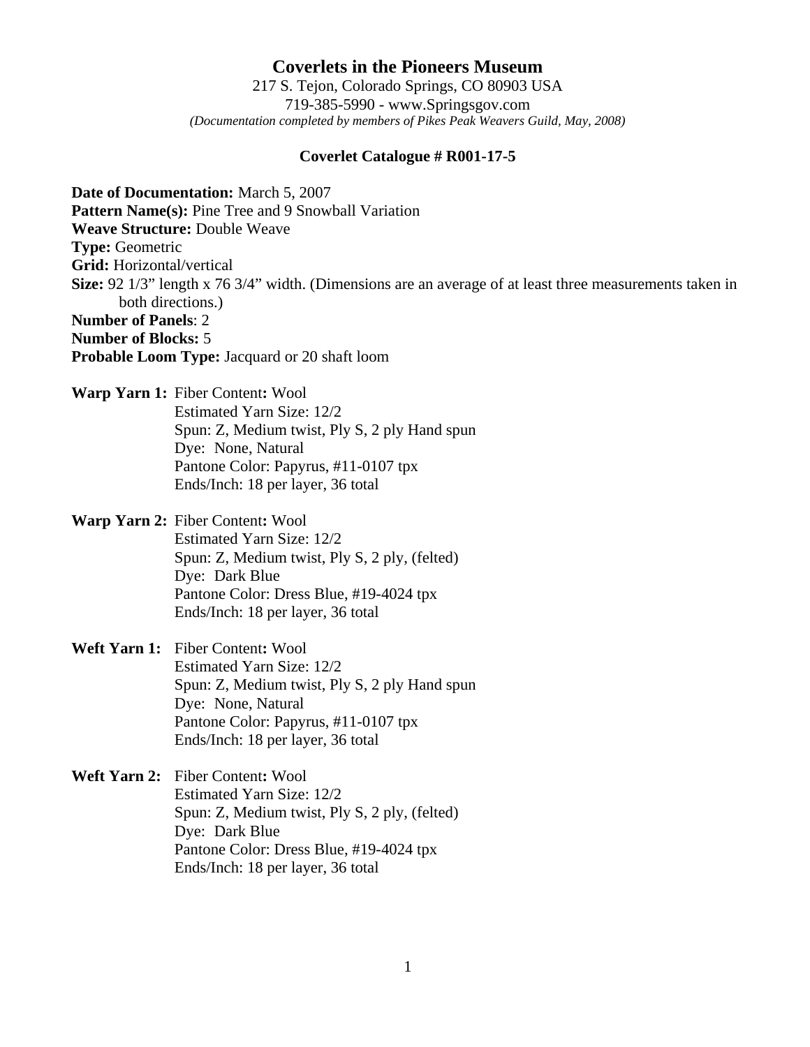# Coverlets in the Pioneers Museum

217 S. Tejon, Colorado Springs, CO 80903 USA
719-385-5990 - www.Springsgov.com
*(Documentation completed by members of Pikes Peak Weavers Guild, May, 2008)*

## Coverlet Catalogue # R001-17-5

**Date of Documentation:** March 5, 2007
**Pattern Name(s):** Pine Tree and 9 Snowball Variation
**Weave Structure:** Double Weave
**Type:** Geometric
**Grid:** Horizontal/vertical
**Size:** 92 1/3" length x 76 3/4" width. (Dimensions are an average of at least three measurements taken in both directions.)
**Number of Panels**: 2
**Number of Blocks:** 5
**Probable Loom Type:** Jacquard or 20 shaft loom

**Warp Yarn 1:** Fiber Content**:** Wool
Estimated Yarn Size: 12/2
Spun: Z, Medium twist, Ply S, 2 ply Hand spun
Dye: None, Natural
Pantone Color: Papyrus, #11-0107 tpx
Ends/Inch: 18 per layer, 36 total

**Warp Yarn 2:** Fiber Content**:** Wool
Estimated Yarn Size: 12/2
Spun: Z, Medium twist, Ply S, 2 ply, (felted)
Dye: Dark Blue
Pantone Color: Dress Blue, #19-4024 tpx
Ends/Inch: 18 per layer, 36 total

**Weft Yarn 1:** Fiber Content**:** Wool
Estimated Yarn Size: 12/2
Spun: Z, Medium twist, Ply S, 2 ply Hand spun
Dye: None, Natural
Pantone Color: Papyrus, #11-0107 tpx
Ends/Inch: 18 per layer, 36 total

**Weft Yarn 2:** Fiber Content**:** Wool
Estimated Yarn Size: 12/2
Spun: Z, Medium twist, Ply S, 2 ply, (felted)
Dye: Dark Blue
Pantone Color: Dress Blue, #19-4024 tpx
Ends/Inch: 18 per layer, 36 total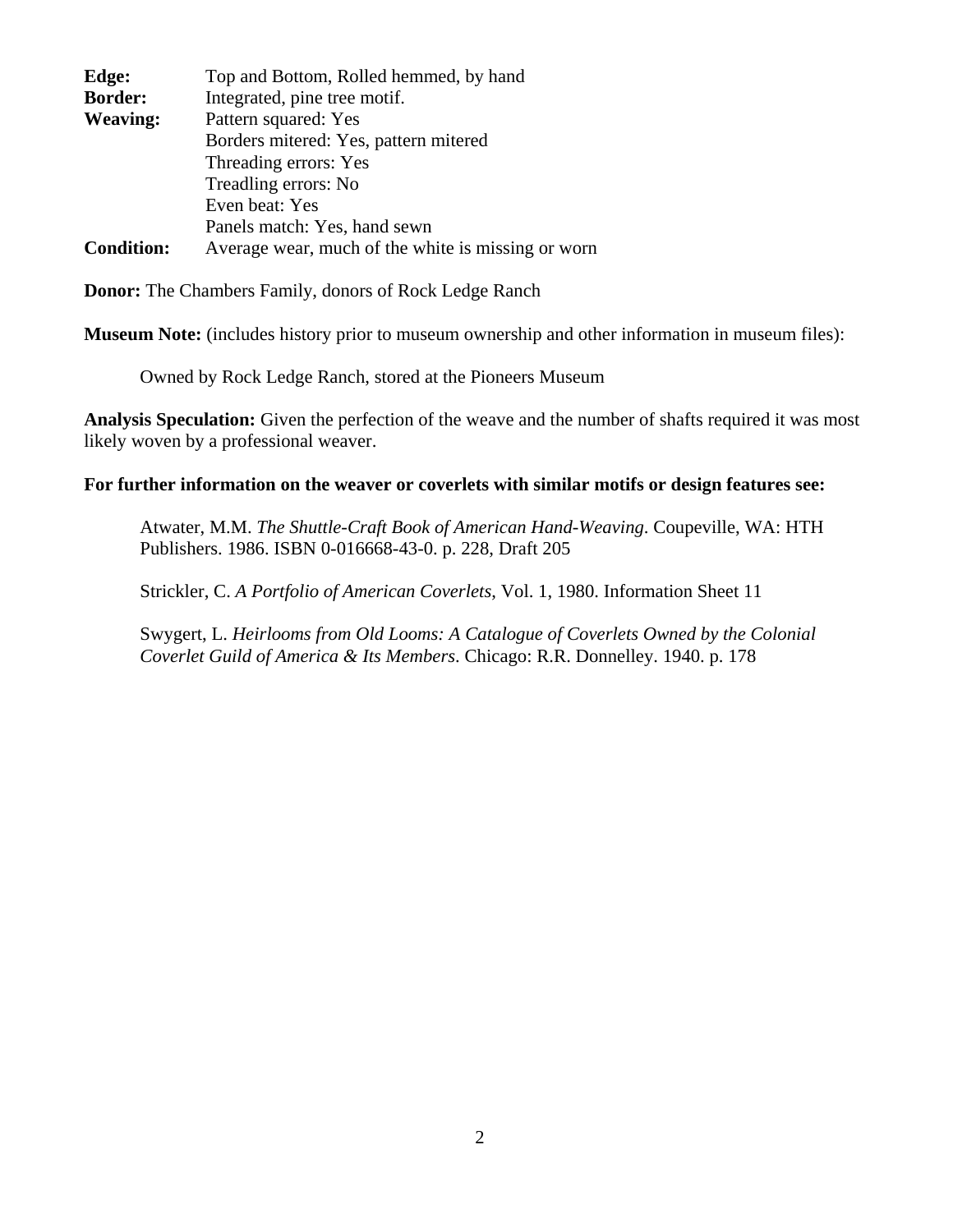**Edge:** Top and Bottom, Rolled hemmed, by hand
**Border:** Integrated, pine tree motif.
**Weaving:** Pattern squared: Yes
Borders mitered: Yes, pattern mitered
Threading errors: Yes
Treadling errors: No
Even beat: Yes
Panels match: Yes, hand sewn
**Condition:** Average wear, much of the white is missing or worn

**Donor:** The Chambers Family, donors of Rock Ledge Ranch

**Museum Note:** (includes history prior to museum ownership and other information in museum files):

Owned by Rock Ledge Ranch, stored at the Pioneers Museum

**Analysis Speculation:** Given the perfection of the weave and the number of shafts required it was most likely woven by a professional weaver.

**For further information on the weaver or coverlets with similar motifs or design features see:**

Atwater, M.M. *The Shuttle-Craft Book of American Hand-Weaving*. Coupeville, WA: HTH Publishers. 1986. ISBN 0-016668-43-0. p. 228, Draft 205

Strickler, C. *A Portfolio of American Coverlets*, Vol. 1, 1980. Information Sheet 11

Swygert, L. *Heirlooms from Old Looms: A Catalogue of Coverlets Owned by the Colonial Coverlet Guild of America & Its Members*. Chicago: R.R. Donnelley. 1940. p. 178